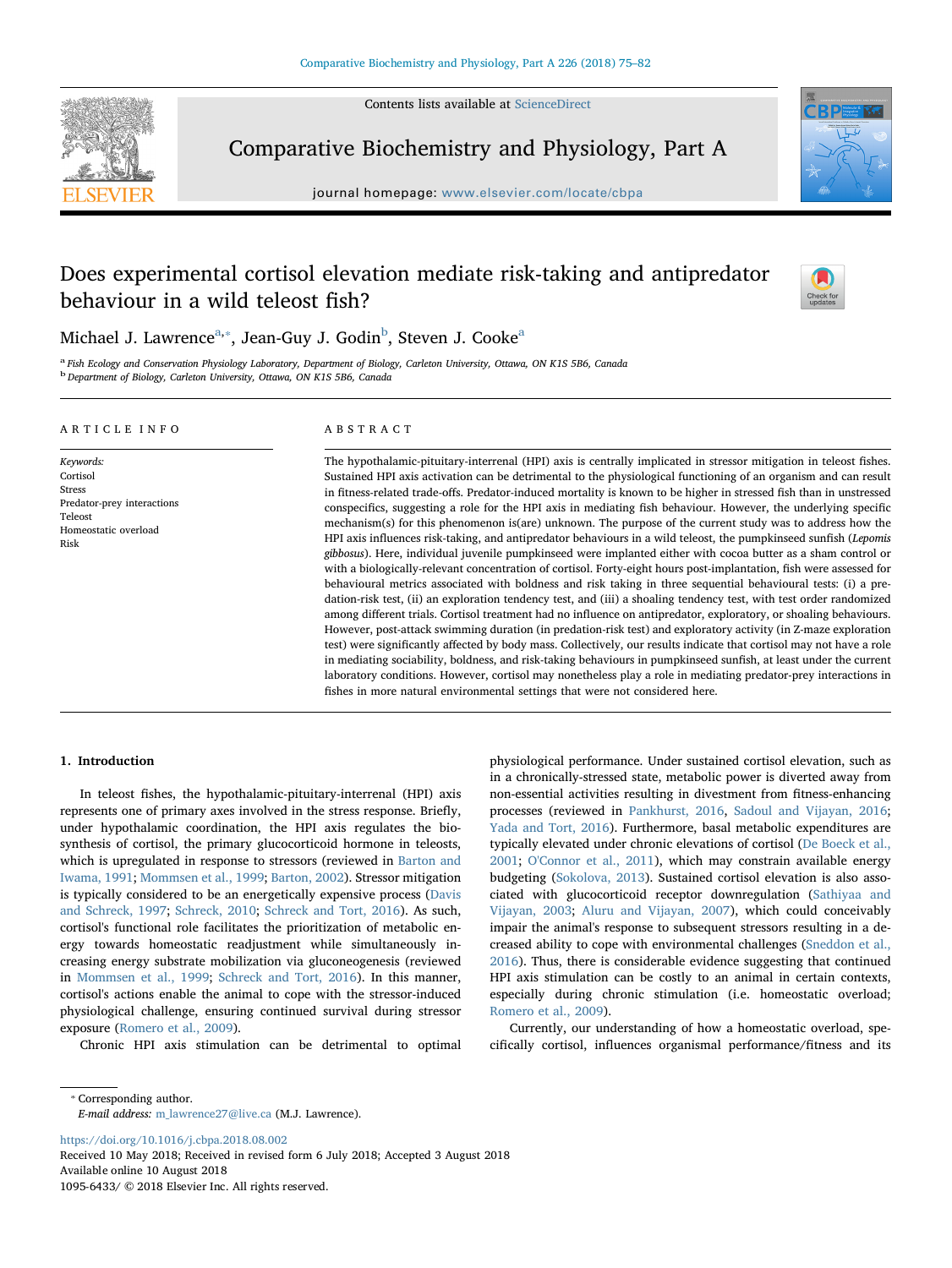# Does experimental cortisol elevation mediate risk-taking and antipredator behaviour in a wild teleost fish?

Michael J. Lawrence[a,*], Jean-Guy J. Godin[b], Steven J. Cooke[a]

[a] Fish Ecology and Conservation Physiology Laboratory, Department of Biology, Carleton University, Ottawa, ON K1S 5B6, Canada
[b] Department of Biology, Carleton University, Ottawa, ON K1S 5B6, Canada

## ARTICLE INFO

*Keywords:*
Cortisol
Stress
Predator-prey interactions
Teleost
Homeostatic overload
Risk

## ABSTRACT

The hypothalamic-pituitary-interrenal (HPI) axis is centrally implicated in stressor mitigation in teleost fishes. Sustained HPI axis activation can be detrimental to the physiological functioning of an organism and can result in fitness-related trade-offs. Predator-induced mortality is known to be higher in stressed fish than in unstressed conspecifics, suggesting a role for the HPI axis in mediating fish behaviour. However, the underlying specific mechanism(s) for this phenomenon is(are) unknown. The purpose of the current study was to address how the HPI axis influences risk-taking, and antipredator behaviours in a wild teleost, the pumpkinseed sunfish (*Lepomis gibbosus*). Here, individual juvenile pumpkinseed were implanted either with cocoa butter as a sham control or with a biologically-relevant concentration of cortisol. Forty-eight hours post-implantation, fish were assessed for behavioural metrics associated with boldness and risk taking in three sequential behavioural tests: (i) a predation-risk test, (ii) an exploration tendency test, and (iii) a shoaling tendency test, with test order randomized among different trials. Cortisol treatment had no influence on antipredator, exploratory, or shoaling behaviours. However, post-attack swimming duration (in predation-risk test) and exploratory activity (in Z-maze exploration test) were significantly affected by body mass. Collectively, our results indicate that cortisol may not have a role in mediating sociability, boldness, and risk-taking behaviours in pumpkinseed sunfish, at least under the current laboratory conditions. However, cortisol may nonetheless play a role in mediating predator-prey interactions in fishes in more natural environmental settings that were not considered here.

## 1. Introduction

In teleost fishes, the hypothalamic-pituitary-interrenal (HPI) axis represents one of primary axes involved in the stress response. Briefly, under hypothalamic coordination, the HPI axis regulates the biosynthesis of cortisol, the primary glucocorticoid hormone in teleosts, which is upregulated in response to stressors (reviewed in Barton and Iwama, 1991; Mommsen et al., 1999; Barton, 2002). Stressor mitigation is typically considered to be an energetically expensive process (Davis and Schreck, 1997; Schreck, 2010; Schreck and Tort, 2016). As such, cortisol's functional role facilitates the prioritization of metabolic energy towards homeostatic readjustment while simultaneously increasing energy substrate mobilization via gluconeogenesis (reviewed in Mommsen et al., 1999; Schreck and Tort, 2016). In this manner, cortisol's actions enable the animal to cope with the stressor-induced physiological challenge, ensuring continued survival during stressor exposure (Romero et al., 2009).

Chronic HPI axis stimulation can be detrimental to optimal physiological performance. Under sustained cortisol elevation, such as in a chronically-stressed state, metabolic power is diverted away from non-essential activities resulting in divestment from fitness-enhancing processes (reviewed in Pankhurst, 2016, Sadoul and Vijayan, 2016; Yada and Tort, 2016). Furthermore, basal metabolic expenditures are typically elevated under chronic elevations of cortisol (De Boeck et al., 2001; O'Connor et al., 2011), which may constrain available energy budgeting (Sokolova, 2013). Sustained cortisol elevation is also associated with glucocorticoid receptor downregulation (Sathiyaa and Vijayan, 2003; Aluru and Vijayan, 2007), which could conceivably impair the animal's response to subsequent stressors resulting in a decreased ability to cope with environmental challenges (Sneddon et al., 2016). Thus, there is considerable evidence suggesting that continued HPI axis stimulation can be costly to an animal in certain contexts, especially during chronic stimulation (i.e. homeostatic overload; Romero et al., 2009).

Currently, our understanding of how a homeostatic overload, specifically cortisol, influences organismal performance/fitness and its

---

* Corresponding author.
*E-mail address:* m_lawrence27@live.ca (M.J. Lawrence).

https://doi.org/10.1016/j.cbpa.2018.08.002
Received 10 May 2018; Received in revised form 6 July 2018; Accepted 3 August 2018
Available online 10 August 2018
1095-6433/ © 2018 Elsevier Inc. All rights reserved.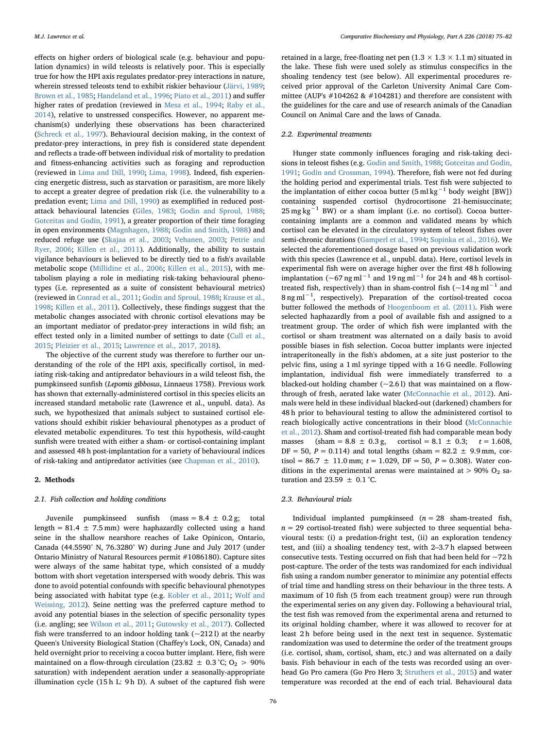effects on higher orders of biological scale (e.g. behaviour and population dynamics) in wild teleosts is relatively poor. This is especially true for how the HPI axis regulates predator-prey interactions in nature, wherein stressed teleosts tend to exhibit riskier behaviour (Järvi, 1989; Brown et al., 1985; Handeland et al., 1996; Piato et al., 2011) and suffer higher rates of predation (reviewed in Mesa et al., 1994; Raby et al., 2014), relative to unstressed conspecifics. However, no apparent mechanism(s) underlying these observations has been characterized (Schreck et al., 1997). Behavioural decision making, in the context of predator-prey interactions, in prey fish is considered state dependent and reflects a trade-off between individual risk of mortality to predation and fitness-enhancing activities such as foraging and reproduction (reviewed in Lima and Dill, 1990; Lima, 1998). Indeed, fish experiencing energetic distress, such as starvation or parasitism, are more likely to accept a greater degree of predation risk (i.e. the vulnerability to a predation event; Lima and Dill, 1990) as exemplified in reduced post-attack behavioural latencies (Giles, 1983; Godin and Sproul, 1988; Gotceitas and Godin, 1991), a greater proportion of their time foraging in open environments (Magnhagen, 1988; Godin and Smith, 1988) and reduced refuge use (Skajaa et al., 2003; Vehanen, 2003; Petrie and Ryer, 2006; Killen et al., 2011). Additionally, the ability to sustain vigilance behaviours is believed to be directly tied to a fish's available metabolic scope (Millidine et al., 2006; Killen et al., 2015), with metabolism playing a role in mediating risk-taking behavioural phenotypes (i.e. represented as a suite of consistent behavioural metrics) (reviewed in Conrad et al., 2011; Godin and Sproul, 1988; Krause et al., 1998; Killen et al., 2011). Collectively, these findings suggest that the metabolic changes associated with chronic cortisol elevations may be an important mediator of predator-prey interactions in wild fish; an effect tested only in a limited number of settings to date (Cull et al., 2015; Pleizier et al., 2015; Lawrence et al., 2017, 2018).

The objective of the current study was therefore to further our understanding of the role of the HPI axis, specifically cortisol, in mediating risk-taking and antipredator behaviours in a wild teleost fish, the pumpkinseed sunfish (*Lepomis gibbosus*, Linnaeus 1758). Previous work has shown that externally-administered cortisol in this species elicits an increased standard metabolic rate (Lawrence et al., unpubl. data). As such, we hypothesized that animals subject to sustained cortisol elevations should exhibit riskier behavioural phenotypes as a product of elevated metabolic expenditures. To test this hypothesis, wild-caught sunfish were treated with either a sham- or cortisol-containing implant and assessed 48 h post-implantation for a variety of behavioural indices of risk-taking and antipredator activities (see Chapman et al., 2010).

## 2. Methods

### 2.1. Fish collection and holding conditions

Juvenile pumpkinseed sunfish (mass = 8.4 ± 0.2 g; total length = 81.4 ± 7.5 mm) were haphazardly collected using a hand seine in the shallow nearshore reaches of Lake Opinicon, Ontario, Canada (44.5590° N, 76.3280° W) during June and July 2017 (under Ontario Ministry of Natural Resources permit #1086180). Capture sites were always of the same habitat type, which consisted of a muddy bottom with short vegetation interspersed with woody debris. This was done to avoid potential confounds with specific behavioural phenotypes being associated with habitat type (e.g. Kobler et al., 2011; Wolf and Weissing, 2012). Seine netting was the preferred capture method to avoid any potential biases in the selection of specific personality types (i.e. angling; see Wilson et al., 2011; Gutowsky et al., 2017). Collected fish were transferred to an indoor holding tank (~212 l) at the nearby Queen's University Biological Station (Chaffey's Lock, ON, Canada) and held overnight prior to receiving a cocoa butter implant. Here, fish were maintained on a flow-through circulation (23.82 ± 0.3 °C; $O_2$ > 90% saturation) with independent aeration under a seasonally-appropriate illumination cycle (15 h L: 9 h D). A subset of the captured fish were retained in a large, free-floating net pen (1.3 × 1.3 × 1.1 m) situated in the lake. These fish were used solely as stimulus conspecifics in the shoaling tendency test (see below). All experimental procedures received prior approval of the Carleton University Animal Care Committee (AUP's #104262 & #104281) and therefore are consistent with the guidelines for the care and use of research animals of the Canadian Council on Animal Care and the laws of Canada.

### 2.2. Experimental treatments

Hunger state commonly influences foraging and risk-taking decisions in teleost fishes (e.g. Godin and Smith, 1988; Gotceitas and Godin, 1991; Godin and Crossman, 1994). Therefore, fish were not fed during the holding period and experimental trials. Test fish were subjected to the implantation of either cocoa butter (5 ml $kg^{-1}$ body weight [BW]) containing suspended cortisol (hydrocortisone 21-hemisuccinate; 25 mg $kg^{-1}$ BW) or a sham implant (i.e. no cortisol). Cocoa butter-containing implants are a common and validated means by which cortisol can be elevated in the circulatory system of teleost fishes over semi-chronic durations (Gamperl et al., 1994; Sopinka et al., 2016). We selected the aforementioned dosage based on previous validation work with this species (Lawrence et al., unpubl. data). Here, cortisol levels in experimental fish were on average higher over the first 48 h following implantation (~67 ng $ml^{-1}$ and 19 ng $ml^{-1}$ for 24 h and 48 h cortisol-treated fish, respectively) than in sham-control fish (~14 ng $ml^{-1}$ and 8 ng $ml^{-1}$, respectively). Preparation of the cortisol-treated cocoa butter followed the methods of Hoogenboom et al. (2011). Fish were selected haphazardly from a pool of available fish and assigned to a treatment group. The order of which fish were implanted with the cortisol or sham treatment was alternated on a daily basis to avoid possible biases in fish selection. Cocoa butter implants were injected intraperitoneally in the fish's abdomen, at a site just posterior to the pelvic fins, using a 1 ml syringe tipped with a 16 G needle. Following implantation, individual fish were immediately transferred to a blacked-out holding chamber (~2.6 l) that was maintained on a flow-through of fresh, aerated lake water (McConnachie et al., 2012). Animals were held in these individual blacked-out (darkened) chambers for 48 h prior to behavioural testing to allow the administered cortisol to reach biologically active concentrations in their blood (McConnachie et al., 2012). Sham and cortisol-treated fish had comparable mean body masses (sham = 8.8 ± 0.3 g, cortisol = 8.1 ± 0.3; $t$ = 1.608, DF = 50, $P$ = 0.114) and total lengths (sham = 82.2 ± 9.9 mm, cortisol = 86.7 ± 11.0 mm; $t$ = 1.029, DF = 50, $P$ = 0.308). Water conditions in the experimental arenas were maintained at > 90% $O_2$ saturation and 23.59 ± 0.1 °C.

### 2.3. Behavioural trials

Individual implanted pumpkinseed ($n$ = 28 sham-treated fish, $n$ = 29 cortisol-treated fish) were subjected to three sequential behavioural tests: (i) a predation-fright test, (ii) an exploration tendency test, and (iii) a shoaling tendency test, with 2–3.7 h elapsed between consecutive tests. Testing occurred on fish that had been held for ~72 h post-capture. The order of the tests was randomized for each individual fish using a random number generator to minimize any potential effects of trial time and handling stress on their behaviour in the three tests. A maximum of 10 fish (5 from each treatment group) were run through the experimental series on any given day. Following a behavioural trial, the test fish was removed from the experimental arena and returned to its original holding chamber, where it was allowed to recover for at least 2 h before being used in the next test in sequence. Systematic randomization was used to determine the order of the treatment groups (i.e. cortisol, sham, cortisol, sham, etc.) and was alternated on a daily basis. Fish behaviour in each of the tests was recorded using an overhead Go Pro camera (Go Pro Hero 3; Struthers et al., 2015) and water temperature was recorded at the end of each trial. Behavioural data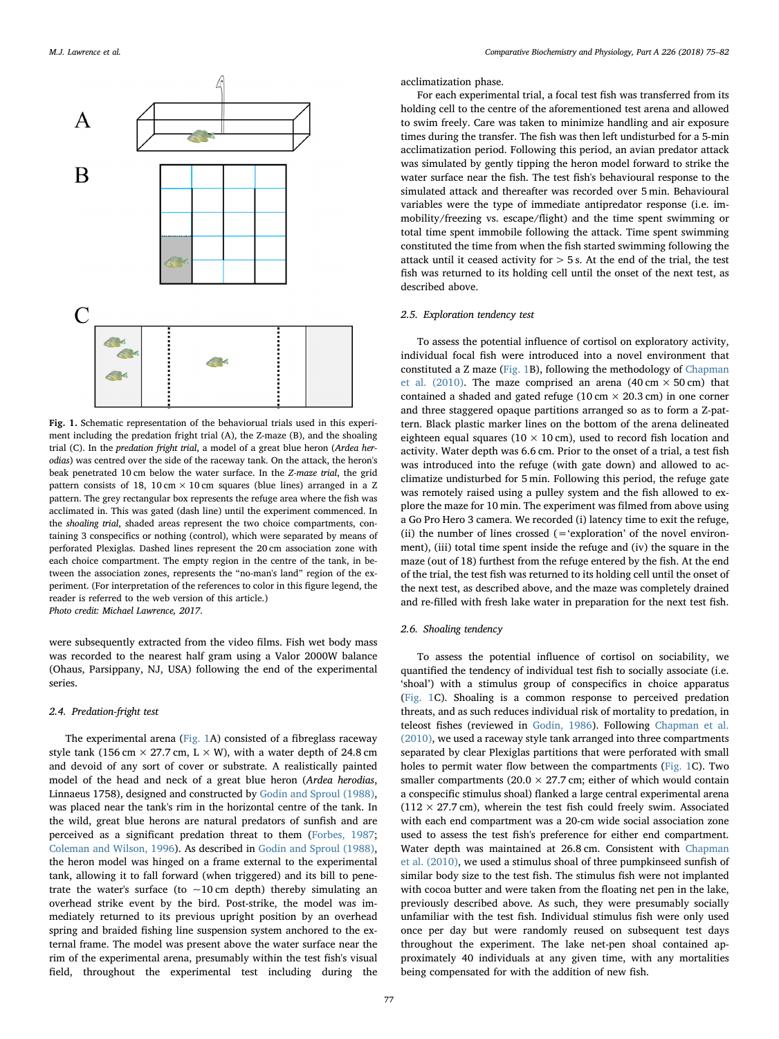**Fig. 1.** Schematic representation of the behavioural trials used in this experiment including the predation fright trial (A), the Z-maze (B), and the shoaling trial (C). In the *predation fright trial*, a model of a great blue heron (*Ardea herodias*) was centred over the side of the raceway tank. On the attack, the heron's beak penetrated 10 cm below the water surface. In the *Z-maze trial*, the grid pattern consists of 18, 10 cm × 10 cm squares (blue lines) arranged in a Z pattern. The grey rectangular box represents the refuge area where the fish was acclimated in. This was gated (dash line) until the experiment commenced. In the *shoaling trial*, shaded areas represent the two choice compartments, containing 3 conspecifics or nothing (control), which were separated by means of perforated Plexiglas. Dashed lines represent the 20 cm association zone with each choice compartment. The empty region in the centre of the tank, in between the association zones, represents the "no-man's land" region of the experiment. (For interpretation of the references to color in this figure legend, the reader is referred to the web version of this article.)
*Photo credit: Michael Lawrence, 2017.*

were subsequently extracted from the video films. Fish wet body mass was recorded to the nearest half gram using a Valor 2000W balance (Ohaus, Parsippany, NJ, USA) following the end of the experimental series.

### 2.4. Predation-fright test

The experimental arena (Fig. 1A) consisted of a fibreglass raceway style tank (156 cm × 27.7 cm, L × W), with a water depth of 24.8 cm and devoid of any sort of cover or substrate. A realistically painted model of the head and neck of a great blue heron (*Ardea herodias*, Linnaeus 1758), designed and constructed by Godin and Sproul (1988), was placed near the tank's rim in the horizontal centre of the tank. In the wild, great blue herons are natural predators of sunfish and are perceived as a significant predation threat to them (Forbes, 1987; Coleman and Wilson, 1996). As described in Godin and Sproul (1988), the heron model was hinged on a frame external to the experimental tank, allowing it to fall forward (when triggered) and its bill to penetrate the water's surface (to ~10 cm depth) thereby simulating an overhead strike event by the bird. Post-strike, the model was immediately returned to its previous upright position by an overhead spring and braided fishing line suspension system anchored to the external frame. The model was present above the water surface near the rim of the experimental arena, presumably within the test fish's visual field, throughout the experimental test including during the acclimatization phase.

For each experimental trial, a focal test fish was transferred from its holding cell to the centre of the aforementioned test arena and allowed to swim freely. Care was taken to minimize handling and air exposure times during the transfer. The fish was then left undisturbed for a 5-min acclimatization period. Following this period, an avian predator attack was simulated by gently tipping the heron model forward to strike the water surface near the fish. The test fish's behavioural response to the simulated attack and thereafter was recorded over 5 min. Behavioural variables were the type of immediate antipredator response (i.e. immobility/freezing vs. escape/flight) and the time spent swimming or total time spent immobile following the attack. Time spent swimming constituted the time from when the fish started swimming following the attack until it ceased activity for > 5 s. At the end of the trial, the test fish was returned to its holding cell until the onset of the next test, as described above.

### 2.5. Exploration tendency test

To assess the potential influence of cortisol on exploratory activity, individual focal fish were introduced into a novel environment that constituted a Z maze (Fig. 1B), following the methodology of Chapman et al. (2010). The maze comprised an arena (40 cm × 50 cm) that contained a shaded and gated refuge (10 cm × 20.3 cm) in one corner and three staggered opaque partitions arranged so as to form a Z-pattern. Black plastic marker lines on the bottom of the arena delineated eighteen equal squares (10 × 10 cm), used to record fish location and activity. Water depth was 6.6 cm. Prior to the onset of a trial, a test fish was introduced into the refuge (with gate down) and allowed to acclimatize undisturbed for 5 min. Following this period, the refuge gate was remotely raised using a pulley system and the fish allowed to explore the maze for 10 min. The experiment was filmed from above using a Go Pro Hero 3 camera. We recorded (i) latency time to exit the refuge, (ii) the number of lines crossed (='exploration' of the novel environment), (iii) total time spent inside the refuge and (iv) the square in the maze (out of 18) furthest from the refuge entered by the fish. At the end of the trial, the test fish was returned to its holding cell until the onset of the next test, as described above, and the maze was completely drained and re-filled with fresh lake water in preparation for the next test fish.

### 2.6. Shoaling tendency

To assess the potential influence of cortisol on sociability, we quantified the tendency of individual test fish to socially associate (i.e. 'shoal') with a stimulus group of conspecifics in choice apparatus (Fig. 1C). Shoaling is a common response to perceived predation threats, and as such reduces individual risk of mortality to predation, in teleost fishes (reviewed in Godin, 1986). Following Chapman et al. (2010), we used a raceway style tank arranged into three compartments separated by clear Plexiglas partitions that were perforated with small holes to permit water flow between the compartments (Fig. 1C). Two smaller compartments (20.0 × 27.7 cm; either of which would contain a conspecific stimulus shoal) flanked a large central experimental arena (112 × 27.7 cm), wherein the test fish could freely swim. Associated with each end compartment was a 20-cm wide social association zone used to assess the test fish's preference for either end compartment. Water depth was maintained at 26.8 cm. Consistent with Chapman et al. (2010), we used a stimulus shoal of three pumpkinseed sunfish of similar body size to the test fish. The stimulus fish were not implanted with cocoa butter and were taken from the floating net pen in the lake, previously described above. As such, they were presumably socially unfamiliar with the test fish. Individual stimulus fish were only used once per day but were randomly reused on subsequent test days throughout the experiment. The lake net-pen shoal contained approximately 40 individuals at any given time, with any mortalities being compensated for with the addition of new fish.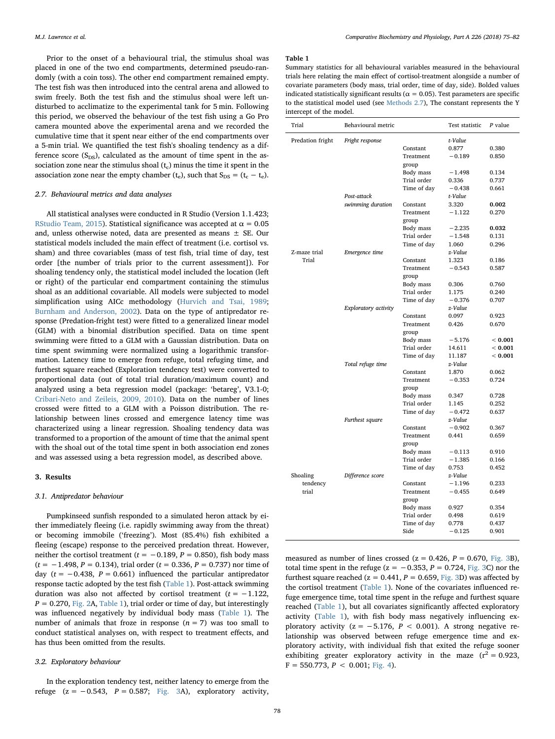Prior to the onset of a behavioural trial, the stimulus shoal was placed in one of the two end compartments, determined pseudo-randomly (with a coin toss). The other end compartment remained empty. The test fish was then introduced into the central arena and allowed to swim freely. Both the test fish and the stimulus shoal were left undisturbed to acclimatize to the experimental tank for 5 min. Following this period, we observed the behaviour of the test fish using a Go Pro camera mounted above the experimental arena and we recorded the cumulative time that it spent near either of the end compartments over a 5-min trial. We quantified the test fish's shoaling tendency as a difference score ($S_{DS}$), calculated as the amount of time spent in the association zone near the stimulus shoal ($t_c$) minus the time it spent in the association zone near the empty chamber ($t_e$), such that $S_{DS} = (t_c - t_e)$.

### 2.7. Behavioural metrics and data analyses

All statistical analyses were conducted in R Studio (Version 1.1.423; RStudio Team, 2015). Statistical significance was accepted at $\alpha = 0.05$ and, unless otherwise noted, data are presented as means ± SE. Our statistical models included the main effect of treatment (i.e. cortisol vs. sham) and three covariables (mass of test fish, trial time of day, test order [the number of trials prior to the current assessment]). For shoaling tendency only, the statistical model included the location (left or right) of the particular end compartment containing the stimulus shoal as an additional covariable. All models were subjected to model simplification using AICc methodology (Hurvich and Tsai, 1989; Burnham and Anderson, 2002). Data on the type of antipredator response (Predation-fright test) were fitted to a generalized linear model (GLM) with a binomial distribution specified. Data on time spent swimming were fitted to a GLM with a Gaussian distribution. Data on time spent swimming were normalized using a logarithmic transformation. Latency time to emerge from refuge, total refuging time, and furthest square reached (Exploration tendency test) were converted to proportional data (out of total trial duration/maximum count) and analyzed using a beta regression model (package: 'betareg', V3.1-0; Cribari-Neto and Zeileis, 2009, 2010). Data on the number of lines crossed were fitted to a GLM with a Poisson distribution. The relationship between lines crossed and emergence latency time was characterized using a linear regression. Shoaling tendency data was transformed to a proportion of the amount of time that the animal spent with the shoal out of the total time spent in both association end zones and was assessed using a beta regression model, as described above.

## 3. Results

### 3.1. Antipredator behaviour

Pumpkinseed sunfish responded to a simulated heron attack by either immediately fleeing (i.e. rapidly swimming away from the threat) or becoming immobile ('freezing'). Most (85.4%) fish exhibited a fleeing (escape) response to the perceived predation threat. However, neither the cortisol treatment ($t = -0.189$, $P = 0.850$), fish body mass ($t = -1.498$, $P = 0.134$), trial order ($t = 0.336$, $P = 0.737$) nor time of day ($t = -0.438$, $P = 0.661$) influenced the particular antipredator response tactic adopted by the test fish (Table 1). Post-attack swimming duration was also not affected by cortisol treatment ($t = -1.122$, $P = 0.270$, Fig. 2A, Table 1), trial order or time of day, but interestingly was influenced negatively by individual body mass (Table 1). The number of animals that froze in response ($n = 7$) was too small to conduct statistical analyses on, with respect to treatment effects, and has thus been omitted from the results.

### 3.2. Exploratory behaviour

In the exploration tendency test, neither latency to emerge from the refuge ($z = -0.543$, $P = 0.587$; Fig. 3A), exploratory activity, measured as number of lines crossed ($z = 0.426$, $P = 0.670$, Fig. 3B), total time spent in the refuge ($z = -0.353$, $P = 0.724$, Fig. 3C) nor the furthest square reached ($z = 0.441$, $P = 0.659$, Fig. 3D) was affected by the cortisol treatment (Table 1). None of the covariates influenced refuge emergence time, total time spent in the refuge and furthest square reached (Table 1), but all covariates significantly affected exploratory activity (Table 1), with fish body mass negatively influencing exploratory activity ($z = -5.176$, $P < 0.001$). A strong negative relationship was observed between refuge emergence time and exploratory activity, with individual fish that exited the refuge sooner exhibiting greater exploratory activity in the maze ($r^2 = 0.923$, $F = 550.773$, $P < 0.001$; Fig. 4).

**Table 1**
Summary statistics for all behavioural variables measured in the behavioural trials here relating the main effect of cortisol-treatment alongside a number of covariate parameters (body mass, trial order, time of day, side). Bolded values indicated statistically significant results ($\alpha = 0.05$). Test parameters are specific to the statistical model used (see Methods 2.7), The constant represents the Y intercept of the model.

| Trial | Behavioural metric | | Test statistic | P value |
|---|---|---|---|---|
| Predation fright | *Fright response* | | *t-Value* | |
| | | Constant | 0.877 | 0.380 |
| | | Treatment group | −0.189 | 0.850 |
| | | Body mass | −1.498 | 0.134 |
| | | Trial order | 0.336 | 0.737 |
| | | Time of day | −0.438 | 0.661 |
| | *Post-attack swimming duration* | | *t-Value* | |
| | | Constant | 3.320 | **0.002** |
| | | Treatment group | −1.122 | 0.270 |
| | | Body mass | −2.235 | **0.032** |
| | | Trial order | −1.548 | 0.131 |
| | | Time of day | 1.060 | 0.296 |
| Z-maze trial Trial | *Emergence time* | | *z-Value* | |
| | | Constant | 1.323 | 0.186 |
| | | Treatment group | −0.543 | 0.587 |
| | | Body mass | 0.306 | 0.760 |
| | | Trial order | 1.175 | 0.240 |
| | | Time of day | −0.376 | 0.707 |
| | *Exploratory activity* | | *z-Value* | |
| | | Constant | 0.097 | 0.923 |
| | | Treatment group | 0.426 | 0.670 |
| | | Body mass | −5.176 | **< 0.001** |
| | | Trial order | 14.611 | **< 0.001** |
| | | Time of day | 11.187 | **< 0.001** |
| | *Total refuge time* | | *z-Value* | |
| | | Constant | 1.870 | 0.062 |
| | | Treatment group | −0.353 | 0.724 |
| | | Body mass | 0.347 | 0.728 |
| | | Trial order | 1.145 | 0.252 |
| | | Time of day | −0.472 | 0.637 |
| | *Furthest square* | | *z-Value* | |
| | | Constant | −0.902 | 0.367 |
| | | Treatment group | 0.441 | 0.659 |
| | | Body mass | −0.113 | 0.910 |
| | | Trial order | −1.385 | 0.166 |
| | | Time of day | 0.753 | 0.452 |
| Shoaling tendency trial | *Difference score* | | *z-Value* | |
| | | Constant | −1.196 | 0.233 |
| | | Treatment group | −0.455 | 0.649 |
| | | Body mass | 0.927 | 0.354 |
| | | Trial order | 0.498 | 0.619 |
| | | Time of day | 0.778 | 0.437 |
| | | Side | −0.125 | 0.901 |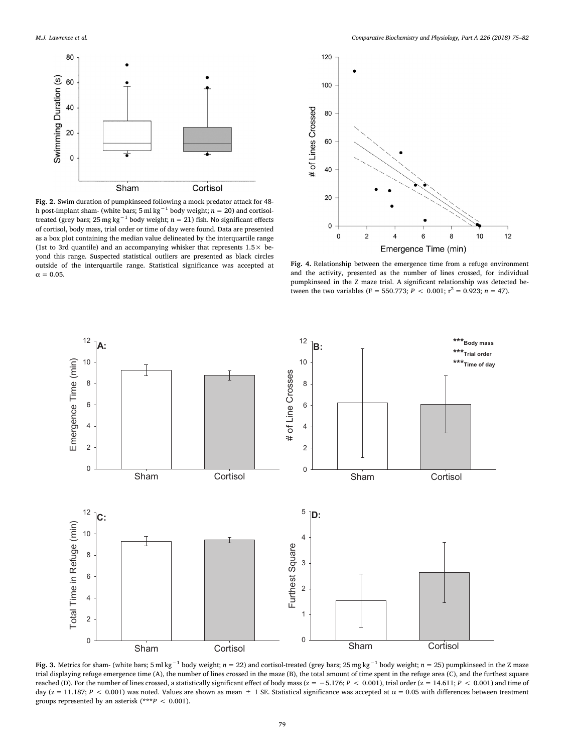**Fig. 2.** Swim duration of pumpkinseed following a mock predator attack for 48-h post-implant sham- (white bars; 5 ml kg$^{-1}$ body weight; $n = 20$) and cortisol-treated (grey bars; 25 mg kg$^{-1}$ body weight; $n = 21$) fish. No significant effects of cortisol, body mass, trial order or time of day were found. Data are presented as a box plot containing the median value delineated by the interquartile range (1st to 3rd quantile) and an accompanying whisker that represents 1.5× beyond this range. Suspected statistical outliers are presented as black circles outside of the interquartile range. Statistical significance was accepted at $\alpha = 0.05$.

**Fig. 4.** Relationship between the emergence time from a refuge environment and the activity, presented as the number of lines crossed, for individual pumpkinseed in the Z maze trial. A significant relationship was detected between the two variables ($F = 550.773$; $P < 0.001$; $r^2 = 0.923$; $n = 47$).

**Fig. 3.** Metrics for sham- (white bars; 5 ml kg$^{-1}$ body weight; $n = 22$) and cortisol-treated (grey bars; 25 mg kg$^{-1}$ body weight; $n = 25$) pumpkinseed in the Z maze trial displaying refuge emergence time (A), the number of lines crossed in the maze (B), the total amount of time spent in the refuge area (C), and the furthest square reached (D). For the number of lines crossed, a statistically significant effect of body mass ($z = -5.176$; $P < 0.001$), trial order ($z = 14.611$; $P < 0.001$) and time of day ($z = 11.187$; $P < 0.001$) was noted. Values are shown as mean ± 1 SE. Statistical significance was accepted at $\alpha = 0.05$ with differences between treatment groups represented by an asterisk (***$P < 0.001$).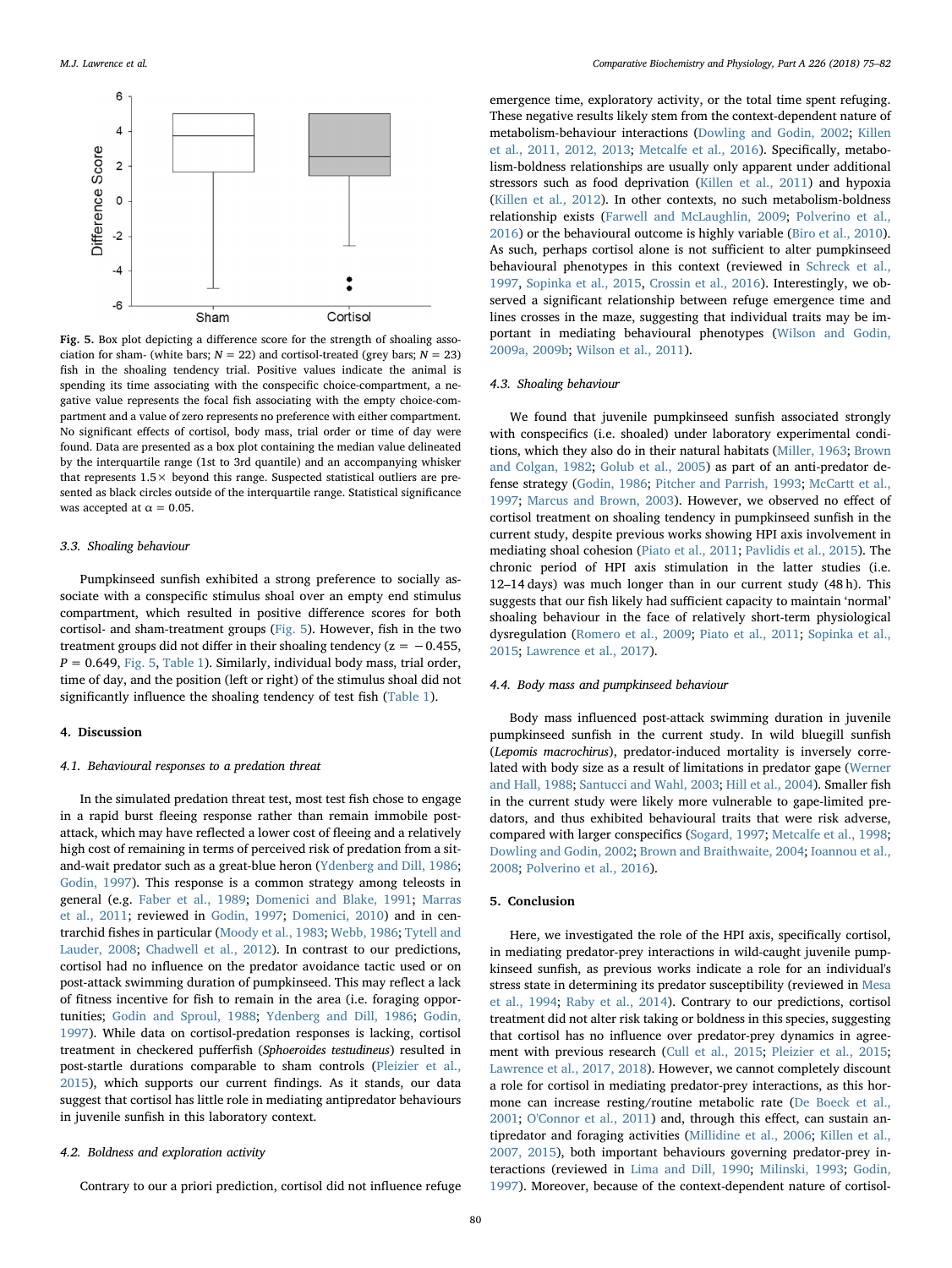Fig. 5. Box plot depicting a difference score for the strength of shoaling association for sham- (white bars; $N = 22$) and cortisol-treated (grey bars; $N = 23$) fish in the shoaling tendency trial. Positive values indicate the animal is spending its time associating with the conspecific choice-compartment, a negative value represents the focal fish associating with the empty choice-compartment and a value of zero represents no preference with either compartment. No significant effects of cortisol, body mass, trial order or time of day were found. Data are presented as a box plot containing the median value delineated by the interquartile range (1st to 3rd quantile) and an accompanying whisker that represents 1.5× beyond this range. Suspected statistical outliers are presented as black circles outside of the interquartile range. Statistical significance was accepted at $\alpha = 0.05$.

### 3.3. Shoaling behaviour

Pumpkinseed sunfish exhibited a strong preference to socially associate with a conspecific stimulus shoal over an empty end stimulus compartment, which resulted in positive difference scores for both cortisol- and sham-treatment groups (Fig. 5). However, fish in the two treatment groups did not differ in their shoaling tendency ($z = -0.455$, $P = 0.649$, Fig. 5, Table 1). Similarly, individual body mass, trial order, time of day, and the position (left or right) of the stimulus shoal did not significantly influence the shoaling tendency of test fish (Table 1).

## 4. Discussion

### 4.1. Behavioural responses to a predation threat

In the simulated predation threat test, most test fish chose to engage in a rapid burst fleeing response rather than remain immobile post-attack, which may have reflected a lower cost of fleeing and a relatively high cost of remaining in terms of perceived risk of predation from a sit-and-wait predator such as a great-blue heron (Ydenberg and Dill, 1986; Godin, 1997). This response is a common strategy among teleosts in general (e.g. Faber et al., 1989; Domenici and Blake, 1991; Marras et al., 2011; reviewed in Godin, 1997; Domenici, 2010) and in centrarchid fishes in particular (Moody et al., 1983; Webb, 1986; Tytell and Lauder, 2008; Chadwell et al., 2012). In contrast to our predictions, cortisol had no influence on the predator avoidance tactic used or on post-attack swimming duration of pumpkinseed. This may reflect a lack of fitness incentive for fish to remain in the area (i.e. foraging opportunities; Godin and Sproul, 1988; Ydenberg and Dill, 1986; Godin, 1997). While data on cortisol-predation responses is lacking, cortisol treatment in checkered pufferfish (*Sphoeroides testudineus*) resulted in post-startle durations comparable to sham controls (Pleizier et al., 2015), which supports our current findings. As it stands, our data suggest that cortisol has little role in mediating antipredator behaviours in juvenile sunfish in this laboratory context.

### 4.2. Boldness and exploration activity

Contrary to our a priori prediction, cortisol did not influence refuge emergence time, exploratory activity, or the total time spent refuging. These negative results likely stem from the context-dependent nature of metabolism-behaviour interactions (Dowling and Godin, 2002; Killen et al., 2011, 2012, 2013; Metcalfe et al., 2016). Specifically, metabolism-boldness relationships are usually only apparent under additional stressors such as food deprivation (Killen et al., 2011) and hypoxia (Killen et al., 2012). In other contexts, no such metabolism-boldness relationship exists (Farwell and McLaughlin, 2009; Polverino et al., 2016) or the behavioural outcome is highly variable (Biro et al., 2010). As such, perhaps cortisol alone is not sufficient to alter pumpkinseed behavioural phenotypes in this context (reviewed in Schreck et al., 1997, Sopinka et al., 2015, Crossin et al., 2016). Interestingly, we observed a significant relationship between refuge emergence time and lines crosses in the maze, suggesting that individual traits may be important in mediating behavioural phenotypes (Wilson and Godin, 2009a, 2009b; Wilson et al., 2011).

### 4.3. Shoaling behaviour

We found that juvenile pumpkinseed sunfish associated strongly with conspecifics (i.e. shoaled) under laboratory experimental conditions, which they also do in their natural habitats (Miller, 1963; Brown and Colgan, 1982; Golub et al., 2005) as part of an anti-predator defense strategy (Godin, 1986; Pitcher and Parrish, 1993; McCartt et al., 1997; Marcus and Brown, 2003). However, we observed no effect of cortisol treatment on shoaling tendency in pumpkinseed sunfish in the current study, despite previous works showing HPI axis involvement in mediating shoal cohesion (Piato et al., 2011; Pavlidis et al., 2015). The chronic period of HPI axis stimulation in the latter studies (i.e. 12–14 days) was much longer than in our current study (48 h). This suggests that our fish likely had sufficient capacity to maintain 'normal' shoaling behaviour in the face of relatively short-term physiological dysregulation (Romero et al., 2009; Piato et al., 2011; Sopinka et al., 2015; Lawrence et al., 2017).

### 4.4. Body mass and pumpkinseed behaviour

Body mass influenced post-attack swimming duration in juvenile pumpkinseed sunfish in the current study. In wild bluegill sunfish (*Lepomis macrochirus*), predator-induced mortality is inversely correlated with body size as a result of limitations in predator gape (Werner and Hall, 1988; Santucci and Wahl, 2003; Hill et al., 2004). Smaller fish in the current study were likely more vulnerable to gape-limited predators, and thus exhibited behavioural traits that were risk adverse, compared with larger conspecifics (Sogard, 1997; Metcalfe et al., 1998; Dowling and Godin, 2002; Brown and Braithwaite, 2004; Ioannou et al., 2008; Polverino et al., 2016).

## 5. Conclusion

Here, we investigated the role of the HPI axis, specifically cortisol, in mediating predator-prey interactions in wild-caught juvenile pumpkinseed sunfish, as previous works indicate a role for an individual's stress state in determining its predator susceptibility (reviewed in Mesa et al., 1994; Raby et al., 2014). Contrary to our predictions, cortisol treatment did not alter risk taking or boldness in this species, suggesting that cortisol has no influence over predator-prey dynamics in agreement with previous research (Cull et al., 2015; Pleizier et al., 2015; Lawrence et al., 2017, 2018). However, we cannot completely discount a role for cortisol in mediating predator-prey interactions, as this hormone can increase resting/routine metabolic rate (De Boeck et al., 2001; O'Connor et al., 2011) and, through this effect, can sustain antipredator and foraging activities (Millidine et al., 2006; Killen et al., 2007, 2015), both important behaviours governing predator-prey interactions (reviewed in Lima and Dill, 1990; Milinski, 1993; Godin, 1997). Moreover, because of the context-dependent nature of cortisol-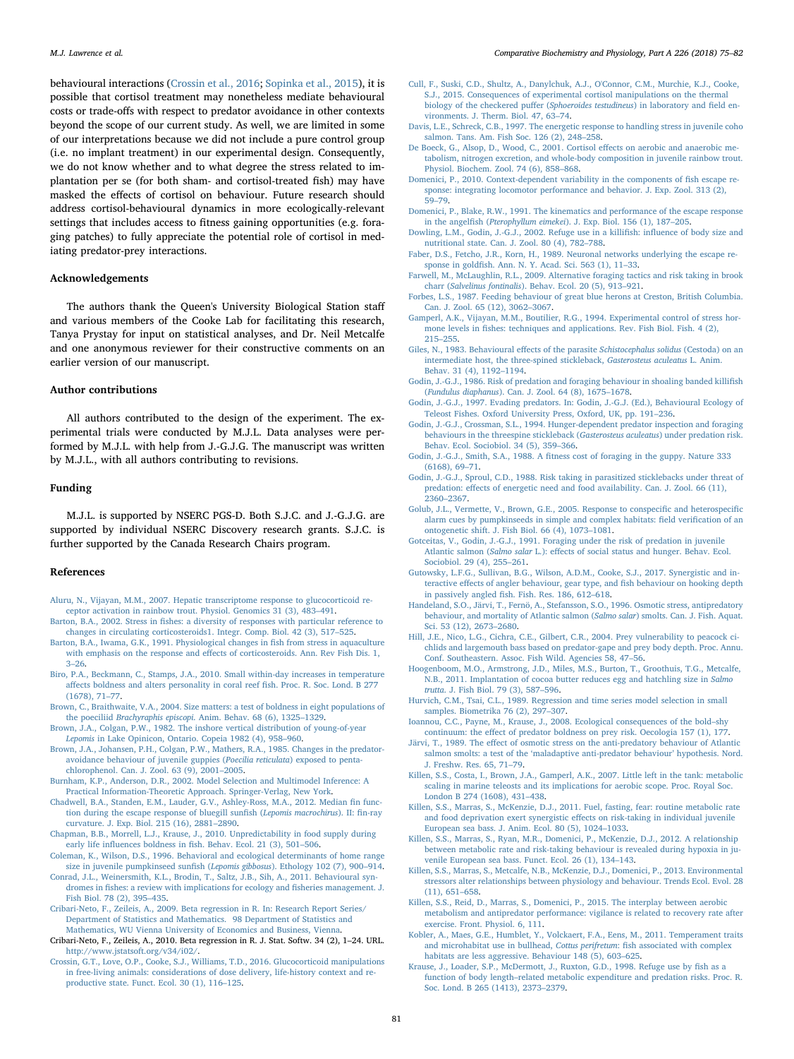behavioural interactions (Crossin et al., 2016; Sopinka et al., 2015), it is possible that cortisol treatment may nonetheless mediate behavioural costs or trade-offs with respect to predator avoidance in other contexts beyond the scope of our current study. As well, we are limited in some of our interpretations because we did not include a pure control group (i.e. no implant treatment) in our experimental design. Consequently, we do not know whether and to what degree the stress related to implantation per se (for both sham- and cortisol-treated fish) may have masked the effects of cortisol on behaviour. Future research should address cortisol-behavioural dynamics in more ecologically-relevant settings that includes access to fitness gaining opportunities (e.g. foraging patches) to fully appreciate the potential role of cortisol in mediating predator-prey interactions.

## Acknowledgements

The authors thank the Queen's University Biological Station staff and various members of the Cooke Lab for facilitating this research, Tanya Prystay for input on statistical analyses, and Dr. Neil Metcalfe and one anonymous reviewer for their constructive comments on an earlier version of our manuscript.

## Author contributions

All authors contributed to the design of the experiment. The experimental trials were conducted by M.J.L. Data analyses were performed by M.J.L. with help from J.-G.J.G. The manuscript was written by M.J.L., with all authors contributing to revisions.

## Funding

M.J.L. is supported by NSERC PGS-D. Both S.J.C. and J.-G.J.G. are supported by individual NSERC Discovery research grants. S.J.C. is further supported by the Canada Research Chairs program.

## References

Aluru, N., Vijayan, M.M., 2007. Hepatic transcriptome response to glucocorticoid receptor activation in rainbow trout. Physiol. Genomics 31 (3), 483–491.

Barton, B.A., 2002. Stress in fishes: a diversity of responses with particular reference to changes in circulating corticosteroids1. Integr. Comp. Biol. 42 (3), 517–525.

Barton, B.A., Iwama, G.K., 1991. Physiological changes in fish from stress in aquaculture with emphasis on the response and effects of corticosteroids. Ann. Rev Fish Dis. 1, 3–26.

Biro, P.A., Beckmann, C., Stamps, J.A., 2010. Small within-day increases in temperature affects boldness and alters personality in coral reef fish. Proc. R. Soc. Lond. B 277 (1678), 71–77.

Brown, C., Braithwaite, V.A., 2004. Size matters: a test of boldness in eight populations of the poeciliid *Brachyraphis episcopi*. Anim. Behav. 68 (6), 1325–1329.

Brown, J.A., Colgan, P.W., 1982. The inshore vertical distribution of young-of-year *Lepomis* in Lake Opinicon, Ontario. Copeia 1982 (4), 958–960.

Brown, J.A., Johansen, P.H., Colgan, P.W., Mathers, R.A., 1985. Changes in the predator-avoidance behaviour of juvenile guppies (*Poecilia reticulata*) exposed to pentachlorophenol. Can. J. Zool. 63 (9), 2001–2005.

Burnham, K.P., Anderson, D.R., 2002. Model Selection and Multimodel Inference: A Practical Information-Theoretic Approach. Springer-Verlag, New York.

Chadwell, B.A., Standen, E.M., Lauder, G.V., Ashley-Ross, M.A., 2012. Median fin function during the escape response of bluegill sunfish (*Lepomis macrochirus*). II: fin-ray curvature. J. Exp. Biol. 215 (16), 2881–2890.

Chapman, B.B., Morrell, L.J., Krause, J., 2010. Unpredictability in food supply during early life influences boldness in fish. Behav. Ecol. 21 (3), 501–506.

Coleman, K., Wilson, D.S., 1996. Behavioral and ecological determinants of home range size in juvenile pumpkinseed sunfish (*Lepomis gibbosus*). Ethology 102 (7), 900–914.

Conrad, J.L., Weinersmith, K.L., Brodin, T., Saltz, J.B., Sih, A., 2011. Behavioural syndromes in fishes: a review with implications for ecology and fisheries management. J. Fish Biol. 78 (2), 395–435.

Cribari-Neto, F., Zeileis, A., 2009. Beta regression in R. In: Research Report Series/ Department of Statistics and Mathematics. 98 Department of Statistics and Mathematics, WU Vienna University of Economics and Business, Vienna.

Cribari-Neto, F., Zeileis, A., 2010. Beta regression in R. J. Stat. Softw. 34 (2), 1–24. URL. http://www.jstatsoft.org/v34/i02/.

Crossin, G.T., Love, O.P., Cooke, S.J., Williams, T.D., 2016. Glucocorticoid manipulations in free-living animals: considerations of dose delivery, life-history context and reproductive state. Funct. Ecol. 30 (1), 116–125.

Cull, F., Suski, C.D., Shultz, A., Danylchuk, A.J., O'Connor, C.M., Murchie, K.J., Cooke, S.J., 2015. Consequences of experimental cortisol manipulations on the thermal biology of the checkered puffer (*Sphoeroides testudineus*) in laboratory and field environments. J. Therm. Biol. 47, 63–74.

Davis, L.E., Schreck, C.B., 1997. The energetic response to handling stress in juvenile coho salmon. Tans. Am. Fish Soc. 126 (2), 248–258.

De Boeck, G., Alsop, D., Wood, C., 2001. Cortisol effects on aerobic and anaerobic metabolism, nitrogen excretion, and whole-body composition in juvenile rainbow trout. Physiol. Biochem. Zool. 74 (6), 858–868.

Domenici, P., 2010. Context-dependent variability in the components of fish escape response: integrating locomotor performance and behavior. J. Exp. Zool. 313 (2), 59–79.

Domenici, P., Blake, R.W., 1991. The kinematics and performance of the escape response in the angelfish (*Pterophyllum eimekei*). J. Exp. Biol. 156 (1), 187–205.

Dowling, L.M., Godin, J.-G.J., 2002. Refuge use in a killifish: influence of body size and nutritional state. Can. J. Zool. 80 (4), 782–788.

Faber, D.S., Fetcho, J.R., Korn, H., 1989. Neuronal networks underlying the escape response in goldfish. Ann. N. Y. Acad. Sci. 563 (1), 11–33.

Farwell, M., McLaughlin, R.L., 2009. Alternative foraging tactics and risk taking in brook charr (*Salvelinus fontinalis*). Behav. Ecol. 20 (5), 913–921.

Forbes, L.S., 1987. Feeding behaviour of great blue herons at Creston, British Columbia. Can. J. Zool. 65 (12), 3062–3067.

Gamperl, A.K., Vijayan, M.M., Boutilier, R.G., 1994. Experimental control of stress hormone levels in fishes: techniques and applications. Rev. Fish Biol. Fish. 4 (2), 215–255.

Giles, N., 1983. Behavioural effects of the parasite *Schistocephalus solidus* (Cestoda) on an intermediate host, the three-spined stickleback, *Gasterosteus aculeatus* L. Anim. Behav. 31 (4), 1192–1194.

Godin, J.-G.J., 1986. Risk of predation and foraging behaviour in shoaling banded killifish (*Fundulus diaphanus*). Can. J. Zool. 64 (8), 1675–1678.

Godin, J.-G.J., 1997. Evading predators. In: Godin, J.-G.J. (Ed.), Behavioural Ecology of Teleost Fishes. Oxford University Press, Oxford, UK, pp. 191–236.

Godin, J.-G.J., Crossman, S.L., 1994. Hunger-dependent predator inspection and foraging behaviours in the threespine stickleback (*Gasterosteus aculeatus*) under predation risk. Behav. Ecol. Sociobiol. 34 (5), 359–366.

Godin, J.-G.J., Smith, S.A., 1988. A fitness cost of foraging in the guppy. Nature 333 (6168), 69–71.

Godin, J.-G.J., Sproul, C.D., 1988. Risk taking in parasitized sticklebacks under threat of predation: effects of energetic need and food availability. Can. J. Zool. 66 (11), 2360–2367.

Golub, J.L., Vermette, V., Brown, G.E., 2005. Response to conspecific and heterospecific alarm cues by pumpkinseeds in simple and complex habitats: field verification of an ontogenetic shift. J. Fish Biol. 66 (4), 1073–1081.

Gotceitas, V., Godin, J.-G.J., 1991. Foraging under the risk of predation in juvenile Atlantic salmon (*Salmo salar* L.): effects of social status and hunger. Behav. Ecol. Sociobiol. 29 (4), 255–261.

Gutowsky, L.F.G., Sullivan, B.G., Wilson, A.D.M., Cooke, S.J., 2017. Synergistic and interactive effects of angler behaviour, gear type, and fish behaviour on hooking depth in passively angled fish. Fish. Res. 186, 612–618.

Handeland, S.O., Järvi, T., Fernö, A., Stefansson, S.O., 1996. Osmotic stress, antipredatory behaviour, and mortality of Atlantic salmon (*Salmo salar*) smolts. Can. J. Fish. Aquat. Sci. 53 (12), 2673–2680.

Hill, J.E., Nico, L.G., Cichra, C.E., Gilbert, C.R., 2004. Prey vulnerability to peacock cichlids and largemouth bass based on predator-gape and prey body depth. Proc. Annu. Conf. Southeastern. Assoc. Fish Wild. Agencies 58, 47–56.

Hoogenboom, M.O., Armstrong, J.D., Miles, M.S., Burton, T., Groothuis, T.G., Metcalfe, N.B., 2011. Implantation of cocoa butter reduces egg and hatchling size in *Salmo trutta*. J. Fish Biol. 79 (3), 587–596.

Hurvich, C.M., Tsai, C.L., 1989. Regression and time series model selection in small samples. Biometrika 76 (2), 297–307.

Ioannou, C.C., Payne, M., Krause, J., 2008. Ecological consequences of the bold–shy continuum: the effect of predator boldness on prey risk. Oecologia 157 (1), 177.

Järvi, T., 1989. The effect of osmotic stress on the anti-predatory behaviour of Atlantic salmon smolts: a test of the 'maladaptive anti-predator behaviour' hypothesis. Nord. J. Freshw. Res. 65, 71–79.

Killen, S.S., Costa, I., Brown, J.A., Gamperl, A.K., 2007. Little left in the tank: metabolic scaling in marine teleosts and its implications for aerobic scope. Proc. Royal Soc. London B 274 (1608), 431–438.

Killen, S.S., Marras, S., McKenzie, D.J., 2011. Fuel, fasting, fear: routine metabolic rate and food deprivation exert synergistic effects on risk-taking in individual juvenile European sea bass. J. Anim. Ecol. 80 (5), 1024–1033.

Killen, S.S., Marras, S., Ryan, M.R., Domenici, P., McKenzie, D.J., 2012. A relationship between metabolic rate and risk-taking behaviour is revealed during hypoxia in juvenile European sea bass. Funct. Ecol. 26 (1), 134–143.

Killen, S.S., Marras, S., Metcalfe, N.B., McKenzie, D.J., Domenici, P., 2013. Environmental stressors alter relationships between physiology and behaviour. Trends Ecol. Evol. 28 (11), 651–658.

Killen, S.S., Reid, D., Marras, S., Domenici, P., 2015. The interplay between aerobic metabolism and antipredator performance: vigilance is related to recovery rate after exercise. Front. Physiol. 6, 111.

Kobler, A., Maes, G.E., Humblet, Y., Volckaert, F.A., Eens, M., 2011. Temperament traits and microhabitat use in bullhead, *Cottus perifretum*: fish associated with complex habitats are less aggressive. Behaviour 148 (5), 603–625.

Krause, J., Loader, S.P., McDermott, J., Ruxton, G.D., 1998. Refuge use by fish as a function of body length–related metabolic expenditure and predation risks. Proc. R. Soc. Lond. B 265 (1413), 2373–2379.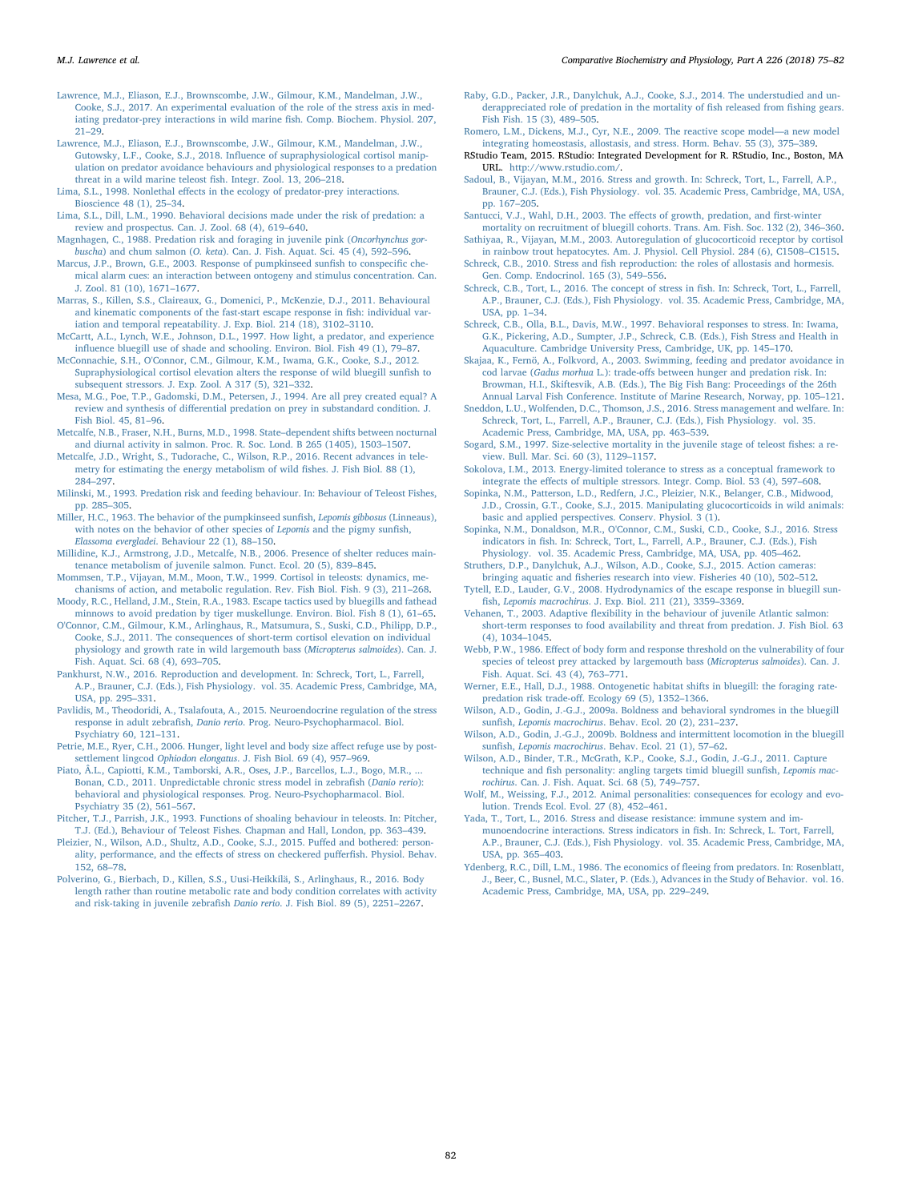Lawrence, M.J., Eliason, E.J., Brownscombe, J.W., Gilmour, K.M., Mandelman, J.W., Cooke, S.J., 2017. An experimental evaluation of the role of the stress axis in mediating predator-prey interactions in wild marine fish. Comp. Biochem. Physiol. 207, 21–29.

Lawrence, M.J., Eliason, E.J., Brownscombe, J.W., Gilmour, K.M., Mandelman, J.W., Gutowsky, L.F., Cooke, S.J., 2018. Influence of supraphysiological cortisol manipulation on predator avoidance behaviours and physiological responses to a predation threat in a wild marine teleost fish. Integr. Zool. 13, 206–218.

Lima, S.L., 1998. Nonlethal effects in the ecology of predator-prey interactions. Bioscience 48 (1), 25–34.

Lima, S.L., Dill, L.M., 1990. Behavioral decisions made under the risk of predation: a review and prospectus. Can. J. Zool. 68 (4), 619–640.

Magnhagen, C., 1988. Predation risk and foraging in juvenile pink (*Oncorhynchus gorbuscha*) and chum salmon (*O. keta*). Can. J. Fish. Aquat. Sci. 45 (4), 592–596.

Marcus, J.P., Brown, G.E., 2003. Response of pumpkinseed sunfish to conspecific chemical alarm cues: an interaction between ontogeny and stimulus concentration. Can. J. Zool. 81 (10), 1671–1677.

Marras, S., Killen, S.S., Claireaux, G., Domenici, P., McKenzie, D.J., 2011. Behavioural and kinematic components of the fast-start escape response in fish: individual variation and temporal repeatability. J. Exp. Biol. 214 (18), 3102–3110.

McCartt, A.L., Lynch, W.E., Johnson, D.L., 1997. How light, a predator, and experience influence bluegill use of shade and schooling. Environ. Biol. Fish 49 (1), 79–87.

McConnachie, S.H., O'Connor, C.M., Gilmour, K.M., Iwama, G.K., Cooke, S.J., 2012. Supraphysiological cortisol elevation alters the response of wild bluegill sunfish to subsequent stressors. J. Exp. Zool. A 317 (5), 321–332.

Mesa, M.G., Poe, T.P., Gadomski, D.M., Petersen, J., 1994. Are all prey created equal? A review and synthesis of differential predation on prey in substandard condition. J. Fish Biol. 45, 81–96.

Metcalfe, N.B., Fraser, N.H., Burns, M.D., 1998. State–dependent shifts between nocturnal and diurnal activity in salmon. Proc. R. Soc. Lond. B 265 (1405), 1503–1507.

Metcalfe, J.D., Wright, S., Tudorache, C., Wilson, R.P., 2016. Recent advances in telemetry for estimating the energy metabolism of wild fishes. J. Fish Biol. 88 (1), 284–297.

Milinski, M., 1993. Predation risk and feeding behaviour. In: Behaviour of Teleost Fishes, pp. 285–305.

Miller, H.C., 1963. The behavior of the pumpkinseed sunfish, *Lepomis gibbosus* (Linneaus), with notes on the behavior of other species of *Lepomis* and the pigmy sunfish, *Elassoma evergladei*. Behaviour 22 (1), 88–150.

Millidine, K.J., Armstrong, J.D., Metcalfe, N.B., 2006. Presence of shelter reduces maintenance metabolism of juvenile salmon. Funct. Ecol. 20 (5), 839–845.

Mommsen, T.P., Vijayan, M.M., Moon, T.W., 1999. Cortisol in teleosts: dynamics, mechanisms of action, and metabolic regulation. Rev. Fish Biol. Fish. 9 (3), 211–268.

Moody, R.C., Helland, J.M., Stein, R.A., 1983. Escape tactics used by bluegills and fathead minnows to avoid predation by tiger muskellunge. Environ. Biol. Fish 8 (1), 61–65.

O'Connor, C.M., Gilmour, K.M., Arlinghaus, R., Matsumura, S., Suski, C.D., Philipp, D.P., Cooke, S.J., 2011. The consequences of short-term cortisol elevation on individual physiology and growth rate in wild largemouth bass (*Micropterus salmoides*). Can. J. Fish. Aquat. Sci. 68 (4), 693–705.

Pankhurst, N.W., 2016. Reproduction and development. In: Schreck, Tort, L., Farrell, A.P., Brauner, C.J. (Eds.), Fish Physiology. vol. 35. Academic Press, Cambridge, MA, USA, pp. 295–331.

Pavlidis, M., Theodoridi, A., Tsalafouta, A., 2015. Neuroendocrine regulation of the stress response in adult zebrafish, *Danio rerio*. Prog. Neuro-Psychopharmacol. Biol. Psychiatry 60, 121–131.

Petrie, M.E., Ryer, C.H., 2006. Hunger, light level and body size affect refuge use by post-settlement lingcod *Ophiodon elongatus*. J. Fish Biol. 69 (4), 957–969.

Piato, Â.L., Capiotti, K.M., Tamborski, A.R., Oses, J.P., Barcellos, L.J., Bogo, M.R., ... Bonan, C.D., 2011. Unpredictable chronic stress model in zebrafish (*Danio rerio*): behavioral and physiological responses. Prog. Neuro-Psychopharmacol. Biol. Psychiatry 35 (2), 561–567.

Pitcher, T.J., Parrish, J.K., 1993. Functions of shoaling behaviour in teleosts. In: Pitcher, T.J. (Ed.), Behaviour of Teleost Fishes. Chapman and Hall, London, pp. 363–439.

Pleizier, N., Wilson, A.D., Shultz, A.D., Cooke, S.J., 2015. Puffed and bothered: personality, performance, and the effects of stress on checkered pufferfish. Physiol. Behav. 152, 68–78.

Polverino, G., Bierbach, D., Killen, S.S., Uusi-Heikkilä, S., Arlinghaus, R., 2016. Body length rather than routine metabolic rate and body condition correlates with activity and risk-taking in juvenile zebrafish *Danio rerio*. J. Fish Biol. 89 (5), 2251–2267.

Raby, G.D., Packer, J.R., Danylchuk, A.J., Cooke, S.J., 2014. The understudied and underappreciated role of predation in the mortality of fish released from fishing gears. Fish Fish. 15 (3), 489–505.

Romero, L.M., Dickens, M.J., Cyr, N.E., 2009. The reactive scope model—a new model integrating homeostasis, allostasis, and stress. Horm. Behav. 55 (3), 375–389.

RStudio Team, 2015. RStudio: Integrated Development for R. RStudio, Inc., Boston, MA URL. http://www.rstudio.com/.

Sadoul, B., Vijayan, M.M., 2016. Stress and growth. In: Schreck, Tort, L., Farrell, A.P., Brauner, C.J. (Eds.), Fish Physiology. vol. 35. Academic Press, Cambridge, MA, USA, pp. 167–205.

Santucci, V.J., Wahl, D.H., 2003. The effects of growth, predation, and first-winter mortality on recruitment of bluegill cohorts. Trans. Am. Fish. Soc. 132 (2), 346–360.

Sathiyaa, R., Vijayan, M.M., 2003. Autoregulation of glucocorticoid receptor by cortisol in rainbow trout hepatocytes. Am. J. Physiol. Cell Physiol. 284 (6), C1508–C1515.

Schreck, C.B., 2010. Stress and fish reproduction: the roles of allostasis and hormesis. Gen. Comp. Endocrinol. 165 (3), 549–556.

Schreck, C.B., Tort, L., 2016. The concept of stress in fish. In: Schreck, Tort, L., Farrell, A.P., Brauner, C.J. (Eds.), Fish Physiology. vol. 35. Academic Press, Cambridge, MA, USA, pp. 1–34.

Schreck, C.B., Olla, B.L., Davis, M.W., 1997. Behavioral responses to stress. In: Iwama, G.K., Pickering, A.D., Sumpter, J.P., Schreck, C.B. (Eds.), Fish Stress and Health in Aquaculture. Cambridge University Press, Cambridge, UK, pp. 145–170.

Skajaa, K., Fernö, A., Folkvord, A., 2003. Swimming, feeding and predator avoidance in cod larvae (*Gadus morhua* L.): trade-offs between hunger and predation risk. In: Browman, H.I., Skiftesvik, A.B. (Eds.), The Big Fish Bang: Proceedings of the 26th Annual Larval Fish Conference. Institute of Marine Research, Norway, pp. 105–121.

Sneddon, L.U., Wolfenden, D.C., Thomson, J.S., 2016. Stress management and welfare. In: Schreck, Tort, L., Farrell, A.P., Brauner, C.J. (Eds.), Fish Physiology. vol. 35. Academic Press, Cambridge, MA, USA, pp. 463–539.

Sogard, S.M., 1997. Size-selective mortality in the juvenile stage of teleost fishes: a review. Bull. Mar. Sci. 60 (3), 1129–1157.

Sokolova, I.M., 2013. Energy-limited tolerance to stress as a conceptual framework to integrate the effects of multiple stressors. Integr. Comp. Biol. 53 (4), 597–608.

Sopinka, N.M., Patterson, L.D., Redfern, J.C., Pleizier, N.K., Belanger, C.B., Midwood, J.D., Crossin, G.T., Cooke, S.J., 2015. Manipulating glucocorticoids in wild animals: basic and applied perspectives. Conserv. Physiol. 3 (1).

Sopinka, N.M., Donaldson, M.R., O'Connor, C.M., Suski, C.D., Cooke, S.J., 2016. Stress indicators in fish. In: Schreck, Tort, L., Farrell, A.P., Brauner, C.J. (Eds.), Fish Physiology. vol. 35. Academic Press, Cambridge, MA, USA, pp. 405–462.

Struthers, D.P., Danylchuk, A.J., Wilson, A.D., Cooke, S.J., 2015. Action cameras: bringing aquatic and fisheries research into view. Fisheries 40 (10), 502–512.

Tytell, E.D., Lauder, G.V., 2008. Hydrodynamics of the escape response in bluegill sunfish, *Lepomis macrochirus*. J. Exp. Biol. 211 (21), 3359–3369.

Vehanen, T., 2003. Adaptive flexibility in the behaviour of juvenile Atlantic salmon: short-term responses to food availability and threat from predation. J. Fish Biol. 63 (4), 1034–1045.

Webb, P.W., 1986. Effect of body form and response threshold on the vulnerability of four species of teleost prey attacked by largemouth bass (*Micropterus salmoides*). Can. J. Fish. Aquat. Sci. 43 (4), 763–771.

Werner, E.E., Hall, D.J., 1988. Ontogenetic habitat shifts in bluegill: the foraging rate-predation risk trade-off. Ecology 69 (5), 1352–1366.

Wilson, A.D., Godin, J.-G.J., 2009a. Boldness and behavioral syndromes in the bluegill sunfish, *Lepomis macrochirus*. Behav. Ecol. 20 (2), 231–237.

Wilson, A.D., Godin, J.-G.J., 2009b. Boldness and intermittent locomotion in the bluegill sunfish, *Lepomis macrochirus*. Behav. Ecol. 21 (1), 57–62.

Wilson, A.D., Binder, T.R., McGrath, K.P., Cooke, S.J., Godin, J.-G.J., 2011. Capture technique and fish personality: angling targets timid bluegill sunfish, *Lepomis macrochirus*. Can. J. Fish. Aquat. Sci. 68 (5), 749–757.

Wolf, M., Weissing, F.J., 2012. Animal personalities: consequences for ecology and evolution. Trends Ecol. Evol. 27 (8), 452–461.

Yada, T., Tort, L., 2016. Stress and disease resistance: immune system and immunoendocrine interactions. Stress indicators in fish. In: Schreck, L. Tort, Farrell, A.P., Brauner, C.J. (Eds.), Fish Physiology. vol. 35. Academic Press, Cambridge, MA, USA, pp. 365–403.

Ydenberg, R.C., Dill, L.M., 1986. The economics of fleeing from predators. In: Rosenblatt, J., Beer, C., Busnel, M.C., Slater, P. (Eds.), Advances in the Study of Behavior. vol. 16. Academic Press, Cambridge, MA, USA, pp. 229–249.